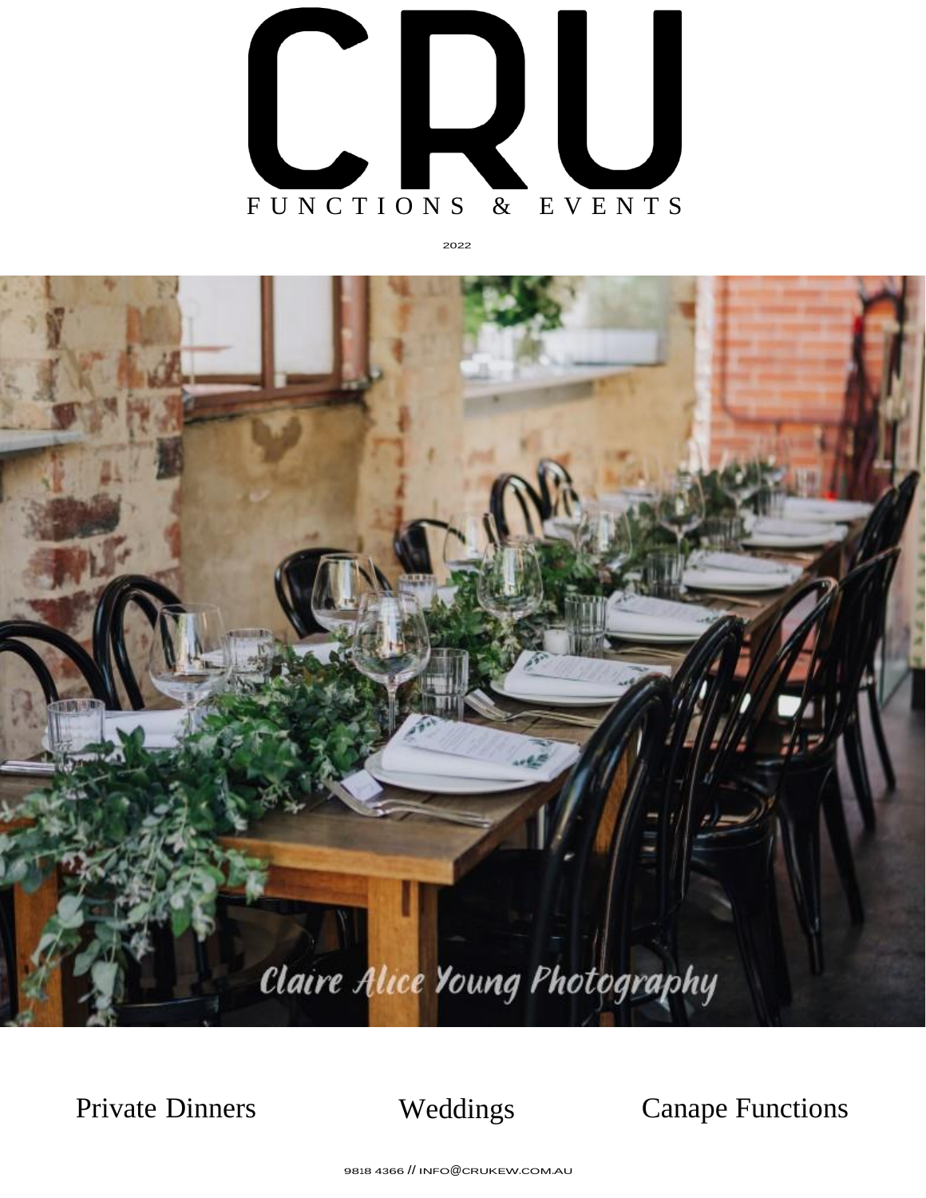# CRU

FUNCTIONS & EVENTS

2022

Claire Alice Young Photography

Private Dinners　　Weddings　　Canape Functions

9818 4366 // INFO@CRUKEW.COM.AU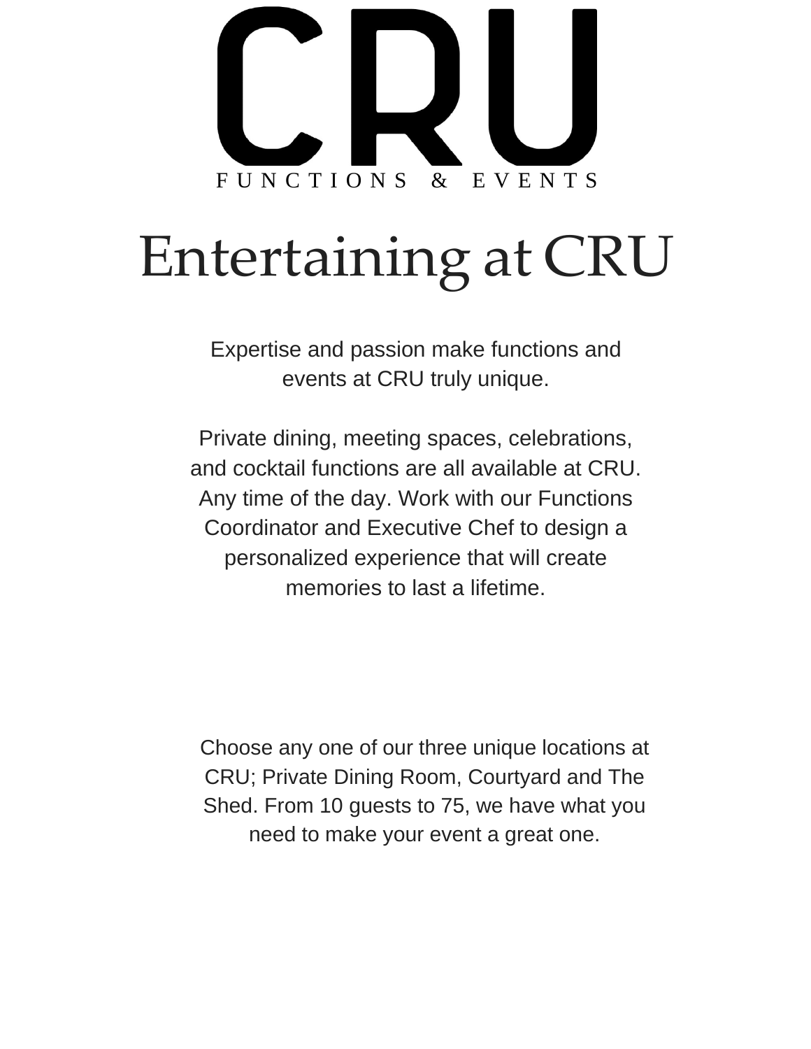# CRU

FUNCTIONS & EVENTS

## Entertaining at CRU

Expertise and passion make functions and events at CRU truly unique.

Private dining, meeting spaces, celebrations, and cocktail functions are all available at CRU. Any time of the day. Work with our Functions Coordinator and Executive Chef to design a personalized experience that will create memories to last a lifetime.

Choose any one of our three unique locations at CRU; Private Dining Room, Courtyard and The Shed. From 10 guests to 75, we have what you need to make your event a great one.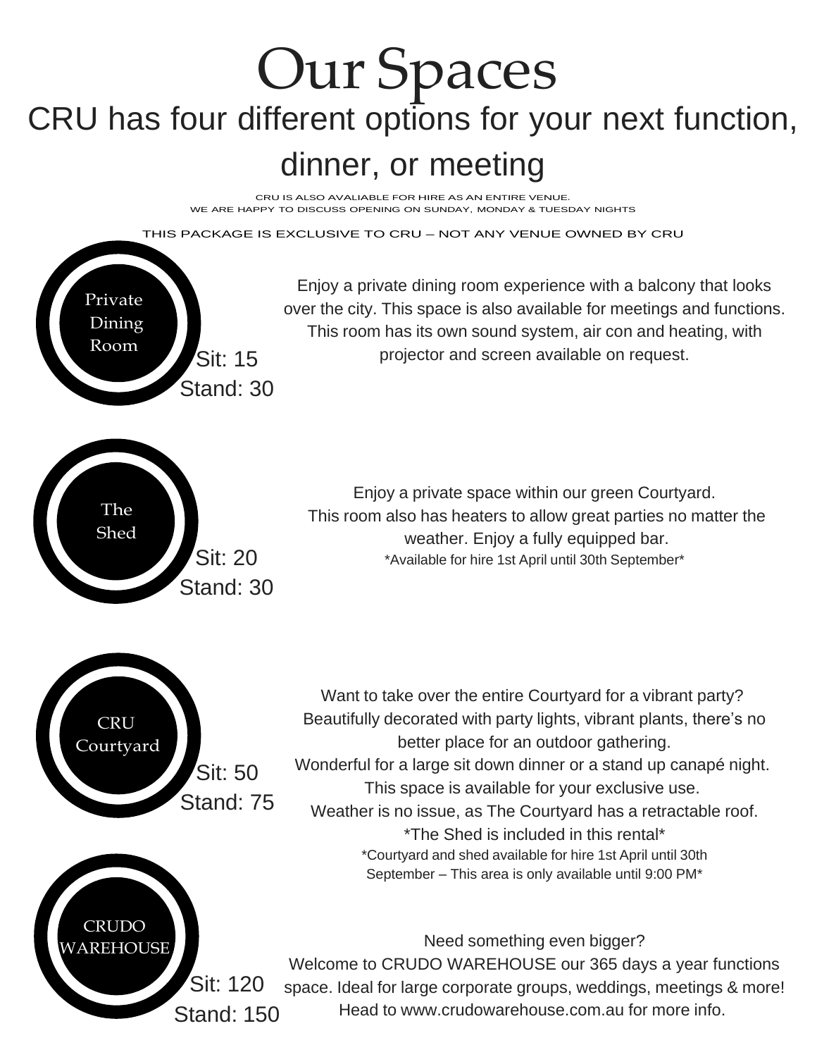# Our Spaces

## CRU has four different options for your next function, dinner, or meeting

CRU IS ALSO AVALIABLE FOR HIRE AS AN ENTIRE VENUE.
WE ARE HAPPY TO DISCUSS OPENING ON SUNDAY, MONDAY & TUESDAY NIGHTS

THIS PACKAGE IS EXCLUSIVE TO CRU – NOT ANY VENUE OWNED BY CRU

### Private Dining Room

Sit: 15
Stand: 30

Enjoy a private dining room experience with a balcony that looks over the city. This space is also available for meetings and functions. This room has its own sound system, air con and heating, with projector and screen available on request.

### The Shed

Sit: 20
Stand: 30

Enjoy a private space within our green Courtyard.
This room also has heaters to allow great parties no matter the weather. Enjoy a fully equipped bar.
*Available for hire 1st April until 30th September*

### CRU Courtyard

Sit: 50
Stand: 75

Want to take over the entire Courtyard for a vibrant party?
Beautifully decorated with party lights, vibrant plants, there's no better place for an outdoor gathering.
Wonderful for a large sit down dinner or a stand up canapé night.
This space is available for your exclusive use.
Weather is no issue, as The Courtyard has a retractable roof.
*The Shed is included in this rental*
*Courtyard and shed available for hire 1st April until 30th September – This area is only available until 9:00 PM*

### CRUDO WAREHOUSE

Sit: 120
Stand: 150

Need something even bigger?
Welcome to CRUDO WAREHOUSE our 365 days a year functions space. Ideal for large corporate groups, weddings, meetings & more!
Head to www.crudowarehouse.com.au for more info.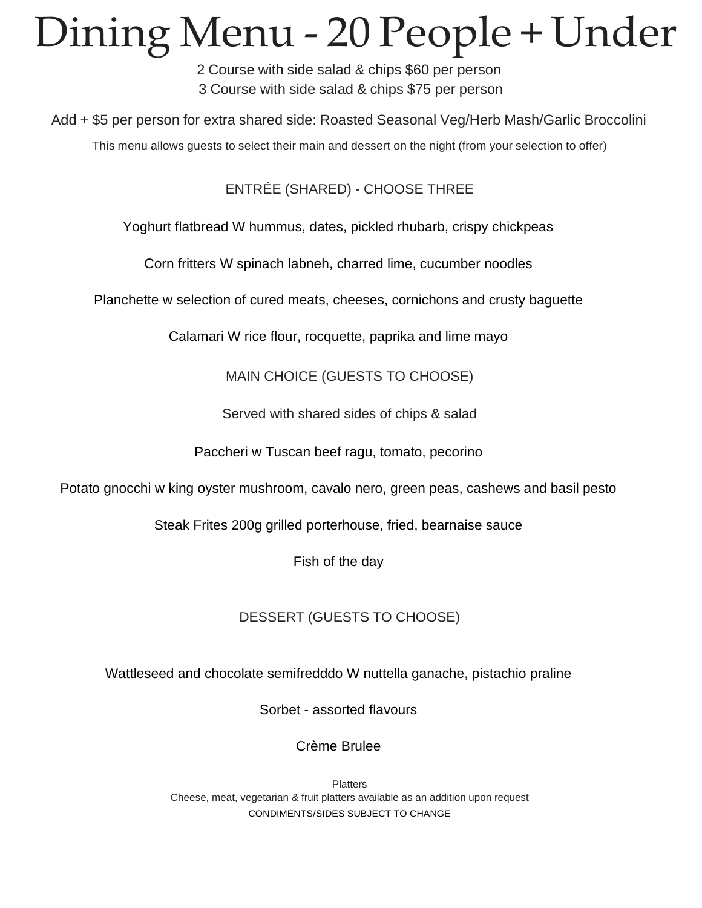# Dining Menu - 20 People + Under

2 Course with side salad & chips $60 per person

3 Course with side salad & chips $75 per person

Add + $5 per person for extra shared side: Roasted Seasonal Veg/Herb Mash/Garlic Broccolini

This menu allows guests to select their main and dessert on the night (from your selection to offer)

## ENTRÉE (SHARED) - CHOOSE THREE

Yoghurt flatbread W hummus, dates, pickled rhubarb, crispy chickpeas

Corn fritters W spinach labneh, charred lime, cucumber noodles

Planchette w selection of cured meats, cheeses, cornichons and crusty baguette

Calamari W rice flour, rocquette, paprika and lime mayo

## MAIN CHOICE (GUESTS TO CHOOSE)

Served with shared sides of chips & salad

Paccheri w Tuscan beef ragu, tomato, pecorino

Potato gnocchi w king oyster mushroom, cavalo nero, green peas, cashews and basil pesto

Steak Frites 200g grilled porterhouse, fried, bearnaise sauce

Fish of the day

## DESSERT (GUESTS TO CHOOSE)

Wattleseed and chocolate semifredddo W nuttella ganache, pistachio praline

Sorbet - assorted flavours

Crème Brulee

Platters

Cheese, meat, vegetarian & fruit platters available as an addition upon request

CONDIMENTS/SIDES SUBJECT TO CHANGE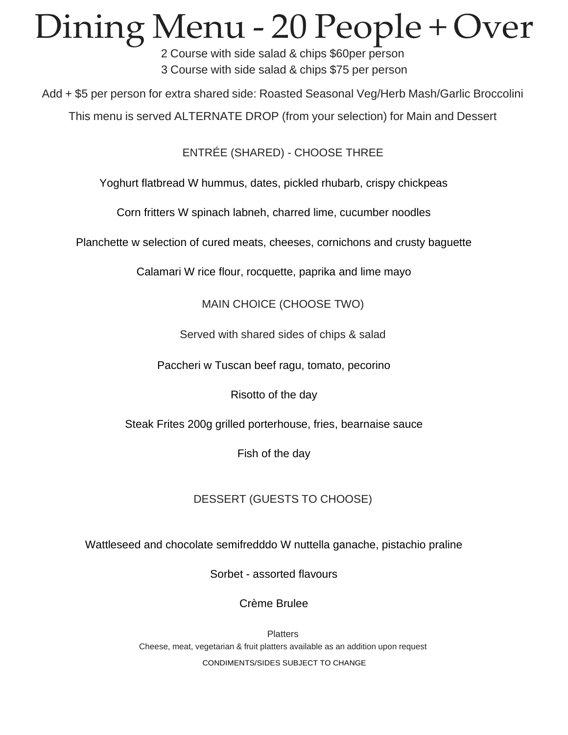# Dining Menu - 20 People + Over

2 Course with side salad & chips $60per person

3 Course with side salad & chips $75 per person

Add + $5 per person for extra shared side: Roasted Seasonal Veg/Herb Mash/Garlic Broccolini

This menu is served ALTERNATE DROP (from your selection) for Main and Dessert

## ENTRÉE (SHARED) - CHOOSE THREE

Yoghurt flatbread W hummus, dates, pickled rhubarb, crispy chickpeas

Corn fritters W spinach labneh, charred lime, cucumber noodles

Planchette w selection of cured meats, cheeses, cornichons and crusty baguette

Calamari W rice flour, rocquette, paprika and lime mayo

## MAIN CHOICE (CHOOSE TWO)

Served with shared sides of chips & salad

Paccheri w Tuscan beef ragu, tomato, pecorino

Risotto of the day

Steak Frites 200g grilled porterhouse, fries, bearnaise sauce

Fish of the day

## DESSERT (GUESTS TO CHOOSE)

Wattleseed and chocolate semifredddo W nuttella ganache, pistachio praline

Sorbet - assorted flavours

Crème Brulee

Platters

Cheese, meat, vegetarian & fruit platters available as an addition upon request

CONDIMENTS/SIDES SUBJECT TO CHANGE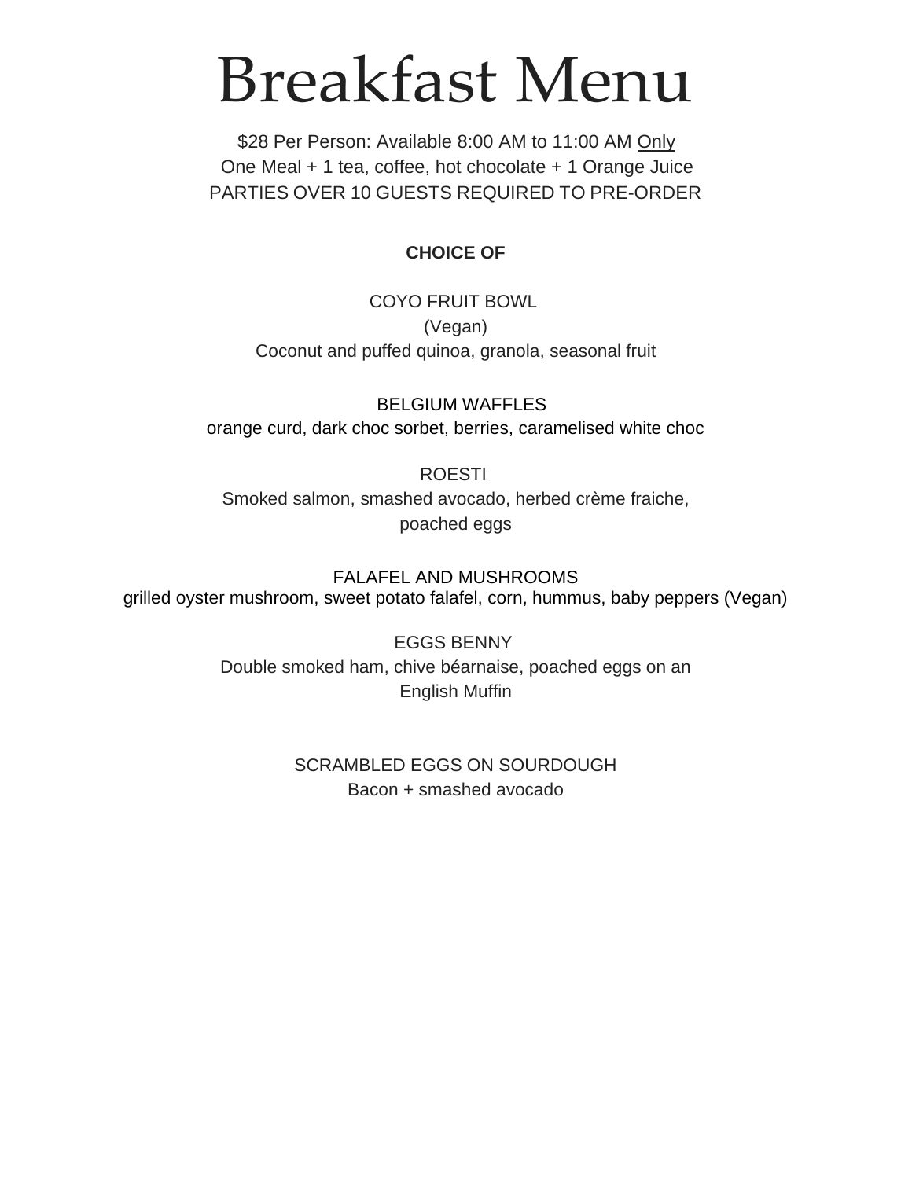# Breakfast Menu

$28 Per Person: Available 8:00 AM to 11:00 AM Only
One Meal + 1 tea, coffee, hot chocolate + 1 Orange Juice
PARTIES OVER 10 GUESTS REQUIRED TO PRE-ORDER

**CHOICE OF**

COYO FRUIT BOWL
(Vegan)
Coconut and puffed quinoa, granola, seasonal fruit

BELGIUM WAFFLES
orange curd, dark choc sorbet, berries, caramelised white choc

ROESTI
Smoked salmon, smashed avocado, herbed crème fraiche, poached eggs

FALAFEL AND MUSHROOMS
grilled oyster mushroom, sweet potato falafel, corn, hummus, baby peppers (Vegan)

EGGS BENNY
Double smoked ham, chive béarnaise, poached eggs on an English Muffin

SCRAMBLED EGGS ON SOURDOUGH
Bacon + smashed avocado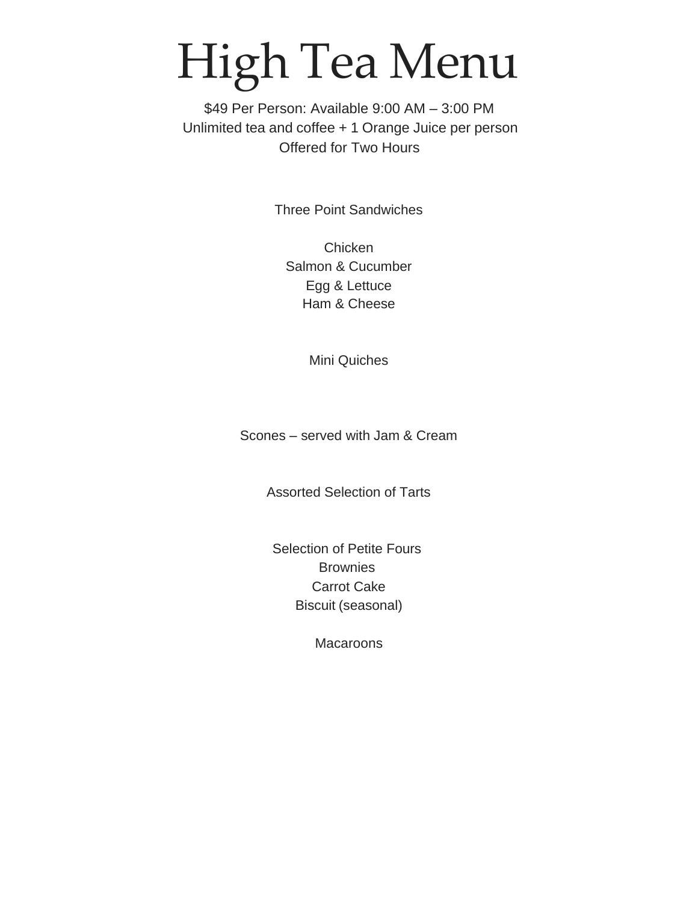# High Tea Menu

$49 Per Person: Available 9:00 AM – 3:00 PM
Unlimited tea and coffee + 1 Orange Juice per person
Offered for Two Hours

Three Point Sandwiches

Chicken
Salmon & Cucumber
Egg & Lettuce
Ham & Cheese

Mini Quiches

Scones – served with Jam & Cream

Assorted Selection of Tarts

Selection of Petite Fours
Brownies
Carrot Cake
Biscuit (seasonal)

Macaroons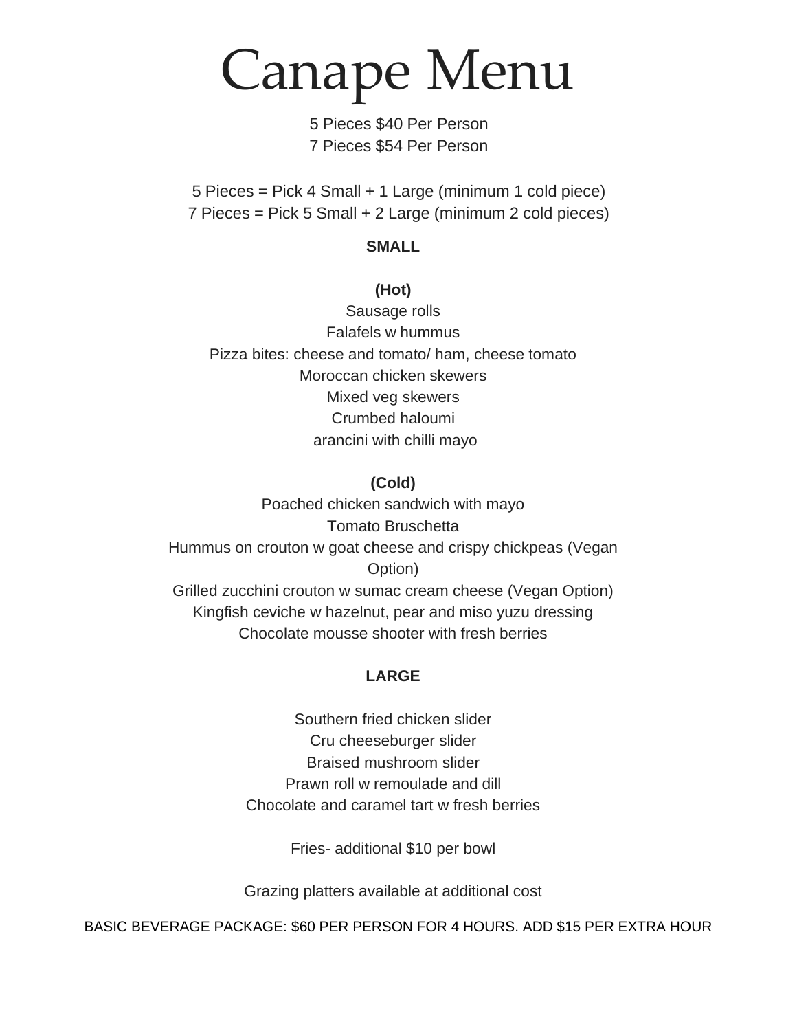# Canape Menu

5 Pieces $40 Per Person
7 Pieces $54 Per Person

5 Pieces = Pick 4 Small + 1 Large (minimum 1 cold piece)
7 Pieces = Pick 5 Small + 2 Large (minimum 2 cold pieces)

**SMALL**

**(Hot)**

Sausage rolls
Falafels w hummus
Pizza bites: cheese and tomato/ ham, cheese tomato
Moroccan chicken skewers
Mixed veg skewers
Crumbed haloumi
arancini with chilli mayo

**(Cold)**

Poached chicken sandwich with mayo
Tomato Bruschetta
Hummus on crouton w goat cheese and crispy chickpeas (Vegan Option)
Grilled zucchini crouton w sumac cream cheese (Vegan Option)
Kingfish ceviche w hazelnut, pear and miso yuzu dressing
Chocolate mousse shooter with fresh berries

**LARGE**

Southern fried chicken slider
Cru cheeseburger slider
Braised mushroom slider
Prawn roll w remoulade and dill
Chocolate and caramel tart w fresh berries

Fries- additional $10 per bowl

Grazing platters available at additional cost

BASIC BEVERAGE PACKAGE: $60 PER PERSON FOR 4 HOURS. ADD $15 PER EXTRA HOUR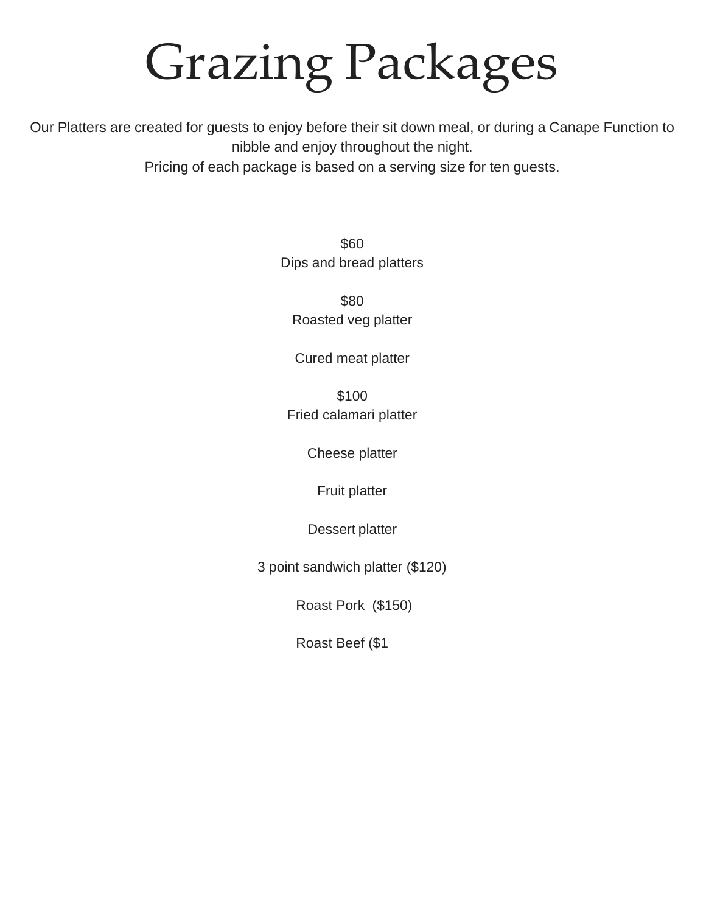# Grazing Packages

Our Platters are created for guests to enjoy before their sit down meal, or during a Canape Function to nibble and enjoy throughout the night.
Pricing of each package is based on a serving size for ten guests.

$60
Dips and bread platters

$80
Roasted veg platter

Cured meat platter

$100
Fried calamari platter

Cheese platter

Fruit platter

Dessert platter

3 point sandwich platter ($120)

Roast Pork  ($150)

Roast Beef ($1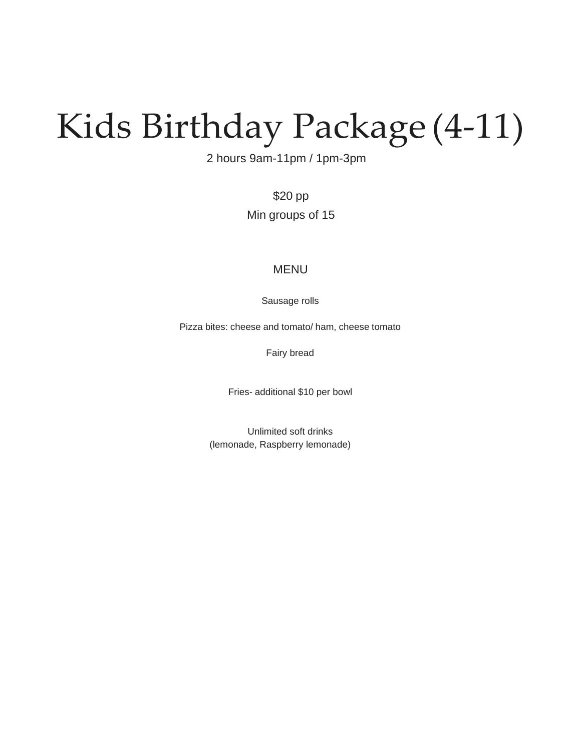# Kids Birthday Package (4-11)

2 hours 9am-11pm / 1pm-3pm

$20 pp

Min groups of 15

## MENU

Sausage rolls

Pizza bites: cheese and tomato/ ham, cheese tomato

Fairy bread

Fries- additional $10 per bowl

Unlimited soft drinks
(lemonade, Raspberry lemonade)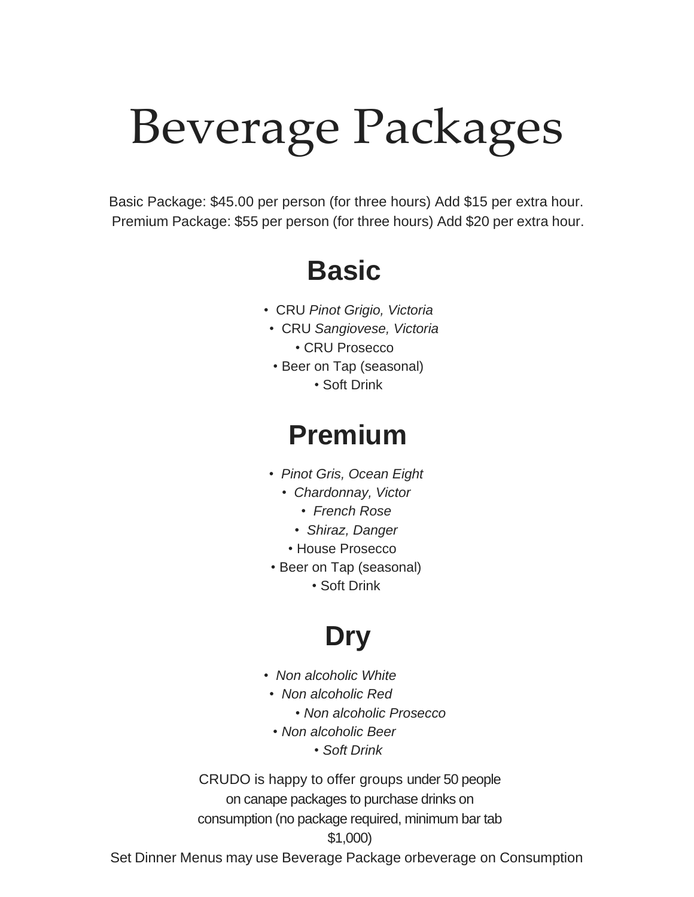# Beverage Packages

Basic Package: $45.00 per person (for three hours) Add $15 per extra hour.
Premium Package: $55 per person (for three hours) Add $20 per extra hour.

## Basic

- CRU *Pinot Grigio, Victoria*
- CRU *Sangiovese, Victoria*
- CRU Prosecco
- Beer on Tap (seasonal)
- Soft Drink

## Premium

- *Pinot Gris, Ocean Eight*
- *Chardonnay, Victor*
- *French Rose*
- *Shiraz, Danger*
- House Prosecco
- Beer on Tap (seasonal)
- Soft Drink

## Dry

- *Non alcoholic White*
- *Non alcoholic Red*
- *Non alcoholic Prosecco*
- *Non alcoholic Beer*
- *Soft Drink*

CRUDO is happy to offer groups under 50 people on canape packages to purchase drinks on consumption (no package required, minimum bar tab $1,000)

Set Dinner Menus may use Beverage Package orbeverage on Consumption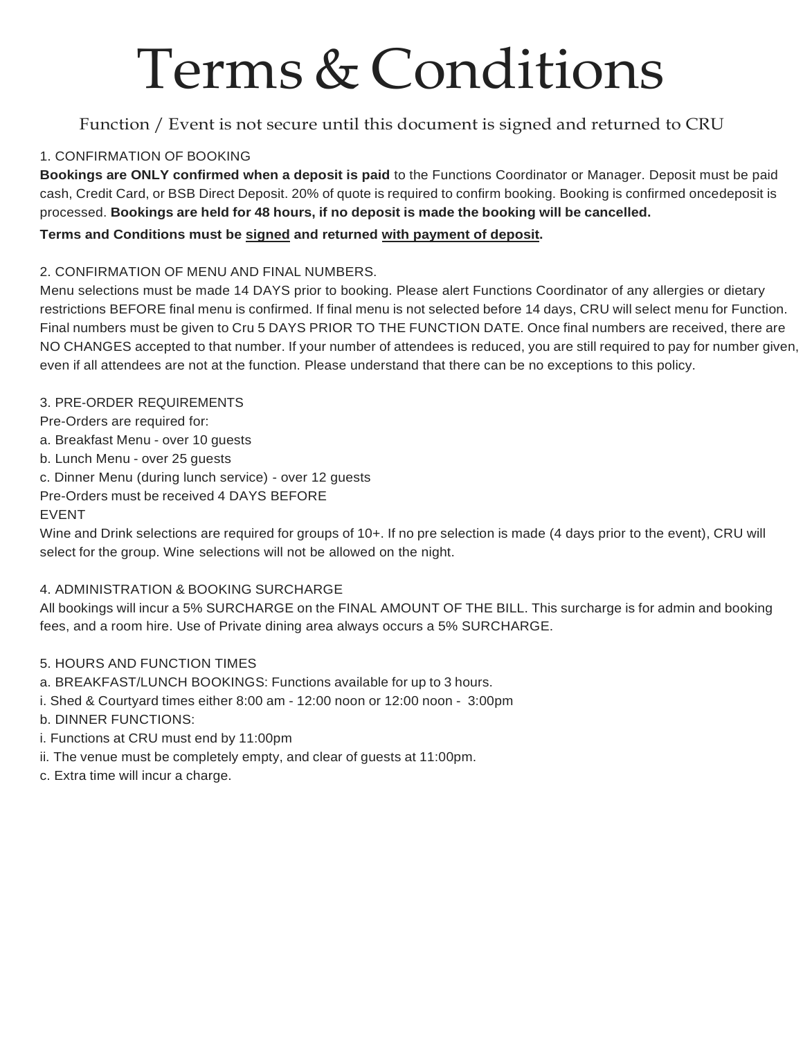# Terms & Conditions

Function / Event is not secure until this document is signed and returned to CRU

1. CONFIRMATION OF BOOKING

**Bookings are ONLY confirmed when a deposit is paid** to the Functions Coordinator or Manager. Deposit must be paid cash, Credit Card, or BSB Direct Deposit. 20% of quote is required to confirm booking. Booking is confirmed oncedeposit is processed. **Bookings are held for 48 hours, if no deposit is made the booking will be cancelled.**

**Terms and Conditions must be <u>signed</u> and returned <u>with payment of deposit</u>.**

2. CONFIRMATION OF MENU AND FINAL NUMBERS.

Menu selections must be made 14 DAYS prior to booking. Please alert Functions Coordinator of any allergies or dietary restrictions BEFORE final menu is confirmed. If final menu is not selected before 14 days, CRU will select menu for Function. Final numbers must be given to Cru 5 DAYS PRIOR TO THE FUNCTION DATE. Once final numbers are received, there are NO CHANGES accepted to that number. If your number of attendees is reduced, you are still required to pay for number given, even if all attendees are not at the function. Please understand that there can be no exceptions to this policy.

3. PRE-ORDER REQUIREMENTS

Pre-Orders are required for:

a. Breakfast Menu - over 10 guests

b. Lunch Menu - over 25 guests

c. Dinner Menu (during lunch service) - over 12 guests

Pre-Orders must be received 4 DAYS BEFORE EVENT

Wine and Drink selections are required for groups of 10+. If no pre selection is made (4 days prior to the event), CRU will select for the group. Wine selections will not be allowed on the night.

4. ADMINISTRATION & BOOKING SURCHARGE

All bookings will incur a 5% SURCHARGE on the FINAL AMOUNT OF THE BILL. This surcharge is for admin and booking fees, and a room hire. Use of Private dining area always occurs a 5% SURCHARGE.

5. HOURS AND FUNCTION TIMES

a. BREAKFAST/LUNCH BOOKINGS: Functions available for up to 3 hours.

i. Shed & Courtyard times either 8:00 am - 12:00 noon or 12:00 noon - 3:00pm

b. DINNER FUNCTIONS:

i. Functions at CRU must end by 11:00pm

ii. The venue must be completely empty, and clear of guests at 11:00pm.

c. Extra time will incur a charge.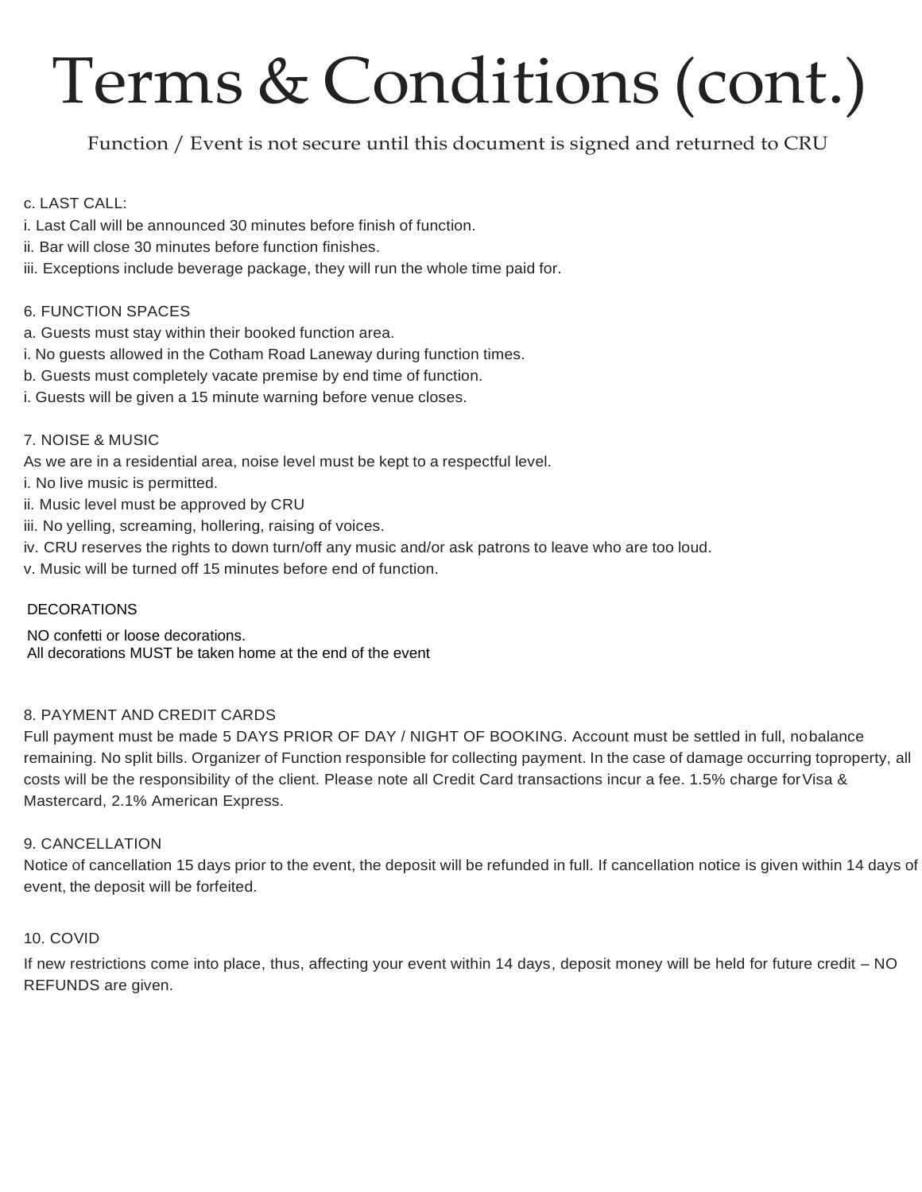# Terms & Conditions (cont.)

Function / Event is not secure until this document is signed and returned to CRU

c. LAST CALL:

i. Last Call will be announced 30 minutes before finish of function.

ii. Bar will close 30 minutes before function finishes.

iii. Exceptions include beverage package, they will run the whole time paid for.

6. FUNCTION SPACES

a. Guests must stay within their booked function area.

i. No guests allowed in the Cotham Road Laneway during function times.

b. Guests must completely vacate premise by end time of function.

i. Guests will be given a 15 minute warning before venue closes.

7. NOISE & MUSIC

As we are in a residential area, noise level must be kept to a respectful level.

i. No live music is permitted.

ii. Music level must be approved by CRU

iii. No yelling, screaming, hollering, raising of voices.

iv. CRU reserves the rights to down turn/off any music and/or ask patrons to leave who are too loud.

v. Music will be turned off 15 minutes before end of function.

DECORATIONS

NO confetti or loose decorations.
All decorations MUST be taken home at the end of the event

8. PAYMENT AND CREDIT CARDS

Full payment must be made 5 DAYS PRIOR OF DAY / NIGHT OF BOOKING. Account must be settled in full, nobalance remaining. No split bills. Organizer of Function responsible for collecting payment. In the case of damage occurring toproperty, all costs will be the responsibility of the client. Please note all Credit Card transactions incur a fee. 1.5% charge forVisa & Mastercard, 2.1% American Express.

9. CANCELLATION

Notice of cancellation 15 days prior to the event, the deposit will be refunded in full. If cancellation notice is given within 14 days of event, the deposit will be forfeited.

10. COVID

If new restrictions come into place, thus, affecting your event within 14 days, deposit money will be held for future credit – NO REFUNDS are given.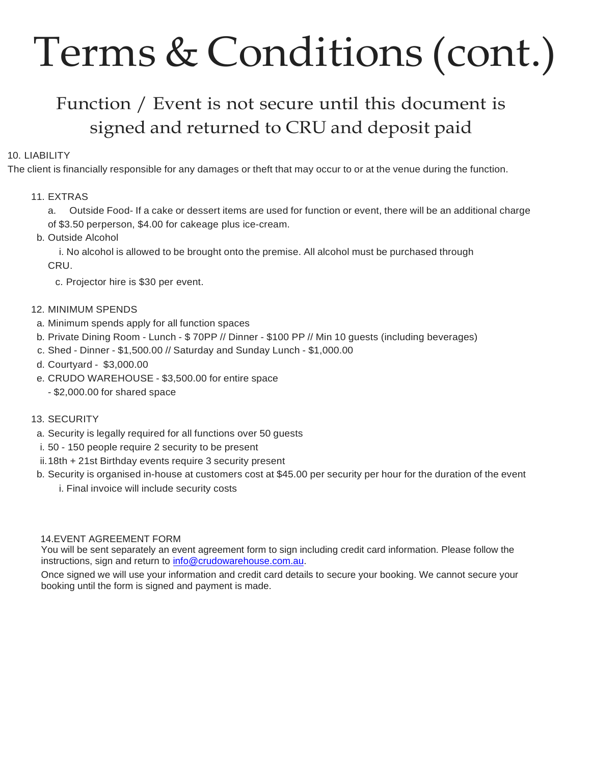# Terms & Conditions (cont.)

## Function / Event is not secure until this document is signed and returned to CRU and deposit paid

10. LIABILITY

The client is financially responsible for any damages or theft that may occur to or at the venue during the function.

11. EXTRAS
    a. Outside Food- If a cake or dessert items are used for function or event, there will be an additional charge of $3.50 perperson, $4.00 for cakeage plus ice-cream.
    b. Outside Alcohol
        i. No alcohol is allowed to be brought onto the premise. All alcohol must be purchased through CRU.
    c. Projector hire is $30 per event.

12. MINIMUM SPENDS
    a. Minimum spends apply for all function spaces
    b. Private Dining Room - Lunch - $ 70PP // Dinner - $100 PP // Min 10 guests (including beverages)
    c. Shed - Dinner - $1,500.00 // Saturday and Sunday Lunch - $1,000.00
    d. Courtyard - $3,000.00
    e. CRUDO WAREHOUSE - $3,500.00 for entire space
       - $2,000.00 for shared space

13. SECURITY
    a. Security is legally required for all functions over 50 guests
        i. 50 - 150 people require 2 security to be present
        ii. 18th + 21st Birthday events require 3 security present
    b. Security is organised in-house at customers cost at $45.00 per security per hour for the duration of the event
        i. Final invoice will include security costs

14. EVENT AGREEMENT FORM

You will be sent separately an event agreement form to sign including credit card information. Please follow the instructions, sign and return to info@crudowarehouse.com.au.

Once signed we will use your information and credit card details to secure your booking. We cannot secure your booking until the form is signed and payment is made.